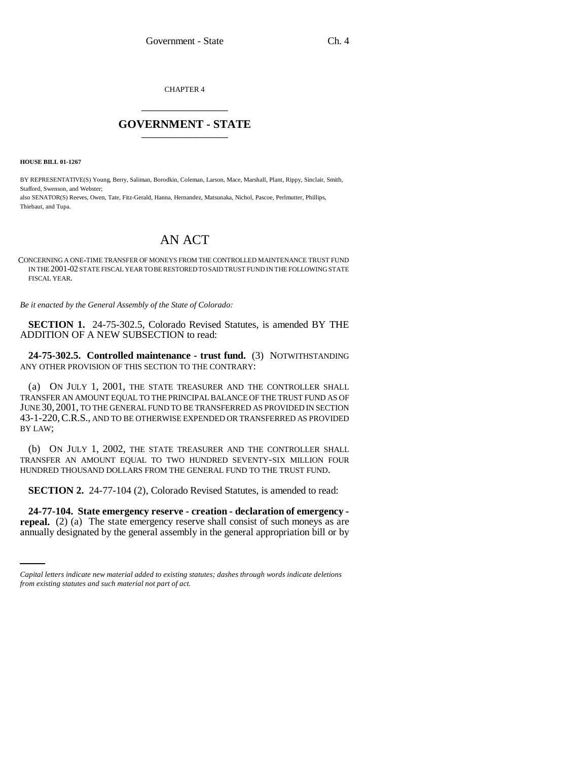CHAPTER 4

## GOVERNMENT - STATE

**HOUSE BILL 01-1267**

BY REPRESENTATIVE(S) Young, Berry, Saliman, Borodkin, Coleman, Larson, Mace, Marshall, Plant, Rippy, Sinclair, Smith, Stafford, Swenson, and Webster;
also SENATOR(S) Reeves, Owen, Tate, Fitz-Gerald, Hanna, Hernandez, Matsunaka, Nichol, Pascoe, Perlmutter, Phillips, Thiebaut, and Tupa.

# AN ACT

CONCERNING A ONE-TIME TRANSFER OF MONEYS FROM THE CONTROLLED MAINTENANCE TRUST FUND IN THE 2001-02 STATE FISCAL YEAR TO BE RESTORED TO SAID TRUST FUND IN THE FOLLOWING STATE FISCAL YEAR.

*Be it enacted by the General Assembly of the State of Colorado:*

**SECTION 1.** 24-75-302.5, Colorado Revised Statutes, is amended BY THE ADDITION OF A NEW SUBSECTION to read:

**24-75-302.5. Controlled maintenance - trust fund.** (3) NOTWITHSTANDING ANY OTHER PROVISION OF THIS SECTION TO THE CONTRARY:

(a) ON JULY 1, 2001, THE STATE TREASURER AND THE CONTROLLER SHALL TRANSFER AN AMOUNT EQUAL TO THE PRINCIPAL BALANCE OF THE TRUST FUND AS OF JUNE 30, 2001, TO THE GENERAL FUND TO BE TRANSFERRED AS PROVIDED IN SECTION 43-1-220, C.R.S., AND TO BE OTHERWISE EXPENDED OR TRANSFERRED AS PROVIDED BY LAW;

(b) ON JULY 1, 2002, THE STATE TREASURER AND THE CONTROLLER SHALL TRANSFER AN AMOUNT EQUAL TO TWO HUNDRED SEVENTY-SIX MILLION FOUR HUNDRED THOUSAND DOLLARS FROM THE GENERAL FUND TO THE TRUST FUND.

**SECTION 2.** 24-77-104 (2), Colorado Revised Statutes, is amended to read:

**24-77-104. State emergency reserve - creation - declaration of emergency - repeal.** (2) (a) The state emergency reserve shall consist of such moneys as are annually designated by the general assembly in the general appropriation bill or by

*Capital letters indicate new material added to existing statutes; dashes through words indicate deletions from existing statutes and such material not part of act.*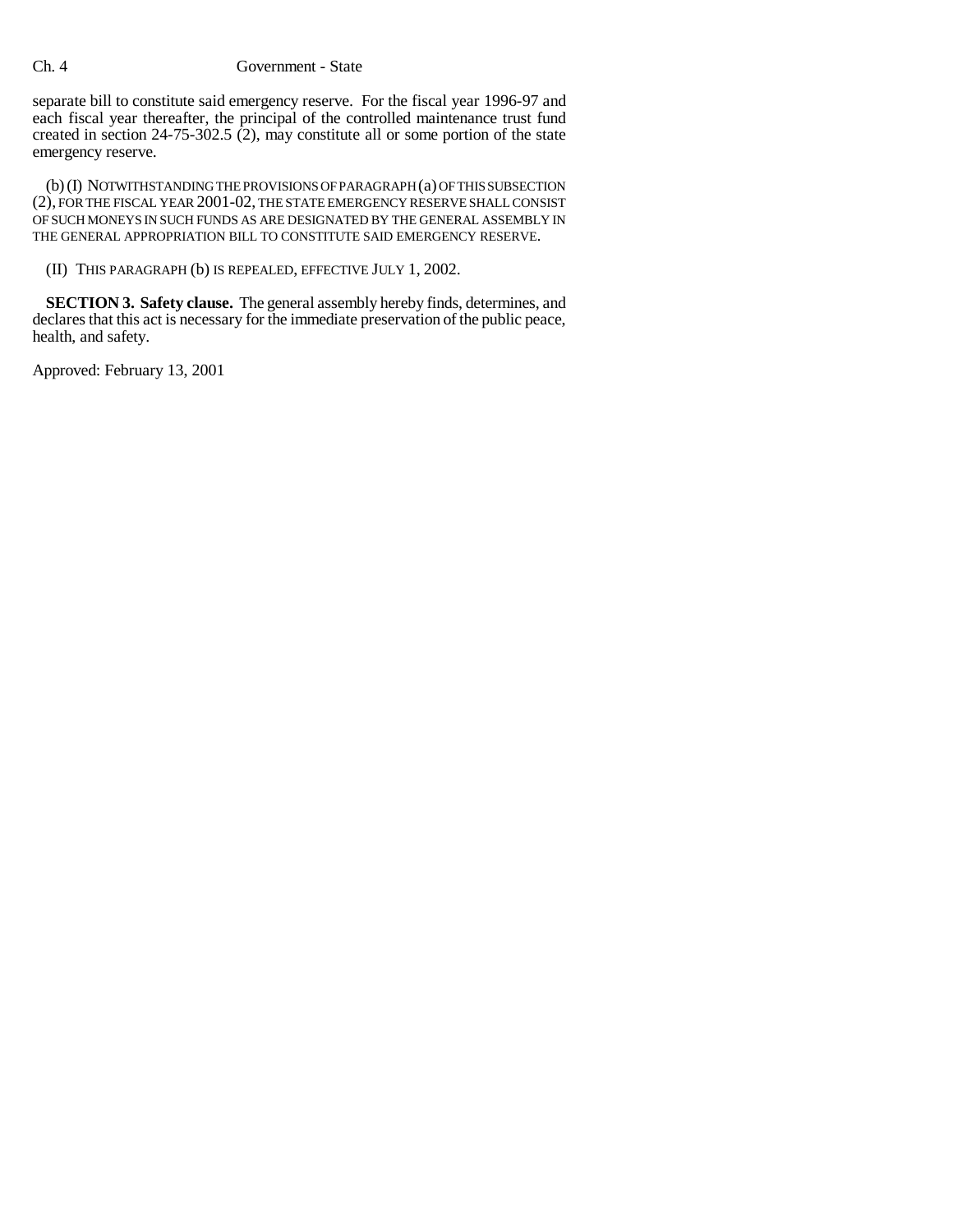separate bill to constitute said emergency reserve. For the fiscal year 1996-97 and each fiscal year thereafter, the principal of the controlled maintenance trust fund created in section 24-75-302.5 (2), may constitute all or some portion of the state emergency reserve.

(b) (I) NOTWITHSTANDING THE PROVISIONS OF PARAGRAPH (a) OF THIS SUBSECTION (2), FOR THE FISCAL YEAR 2001-02, THE STATE EMERGENCY RESERVE SHALL CONSIST OF SUCH MONEYS IN SUCH FUNDS AS ARE DESIGNATED BY THE GENERAL ASSEMBLY IN THE GENERAL APPROPRIATION BILL TO CONSTITUTE SAID EMERGENCY RESERVE.

(II) THIS PARAGRAPH (b) IS REPEALED, EFFECTIVE JULY 1, 2002.

**SECTION 3. Safety clause.** The general assembly hereby finds, determines, and declares that this act is necessary for the immediate preservation of the public peace, health, and safety.

Approved: February 13, 2001